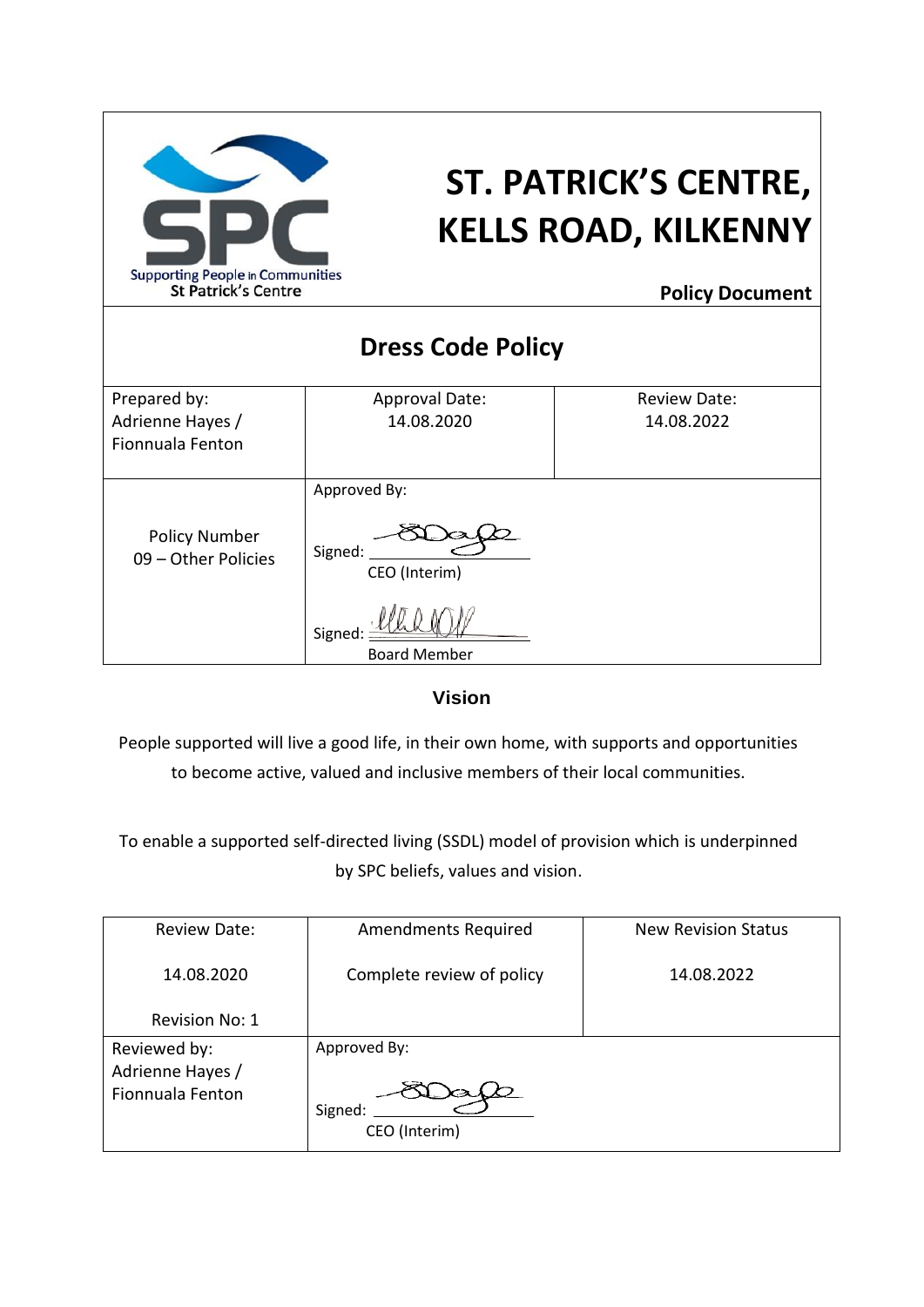# ST. PATRICK'S CENTRE, KELLS ROAD, KILKENNY

Supporting People in Communities
St Patrick's Centre

**Policy Document**

## Dress Code Policy

| Prepared by: Adrienne Hayes / Fionnuala Fenton | Approval Date: 14.08.2020 | Review Date: 14.08.2022 |
|---|---|---|
| Policy Number 09 – Other Policies | Approved By: Signed: CEO (Interim) Signed: Board Member | |

### Vision

People supported will live a good life, in their own home, with supports and opportunities to become active, valued and inclusive members of their local communities.

To enable a supported self-directed living (SSDL) model of provision which is underpinned by SPC beliefs, values and vision.

| Review Date: 14.08.2020 Revision No: 1 | Amendments Required Complete review of policy | New Revision Status 14.08.2022 |
|---|---|---|
| Reviewed by: Adrienne Hayes / Fionnuala Fenton | Approved By: Signed: CEO (Interim) | |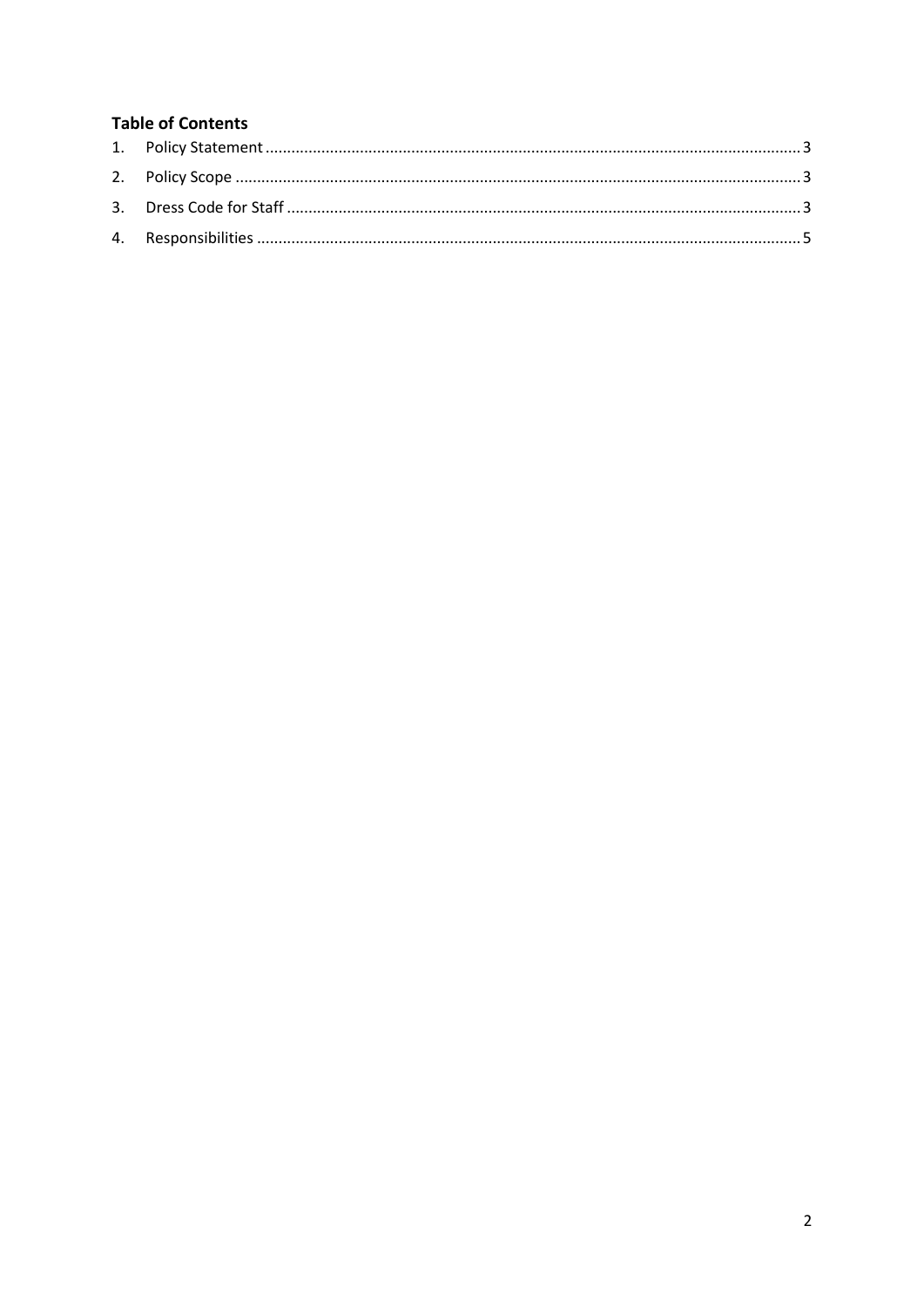## Table of Contents

1. Policy Statement ........................................................................................................................ 3
2. Policy Scope ............................................................................................................................... 3
3. Dress Code for Staff ................................................................................................................... 3
4. Responsibilities .......................................................................................................................... 5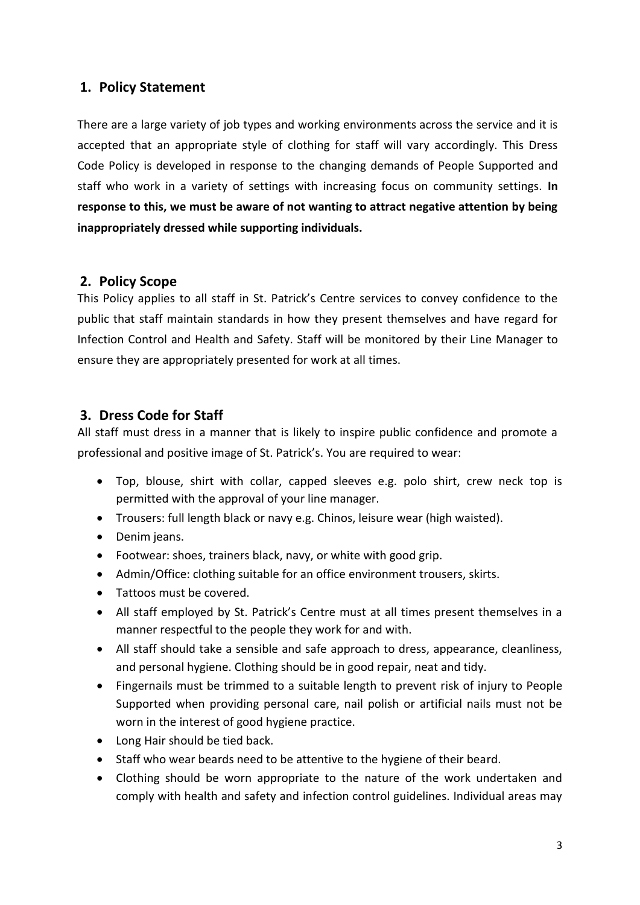## 1. Policy Statement

There are a large variety of job types and working environments across the service and it is accepted that an appropriate style of clothing for staff will vary accordingly. This Dress Code Policy is developed in response to the changing demands of People Supported and staff who work in a variety of settings with increasing focus on community settings. **In response to this, we must be aware of not wanting to attract negative attention by being inappropriately dressed while supporting individuals.**

## 2. Policy Scope

This Policy applies to all staff in St. Patrick's Centre services to convey confidence to the public that staff maintain standards in how they present themselves and have regard for Infection Control and Health and Safety. Staff will be monitored by their Line Manager to ensure they are appropriately presented for work at all times.

## 3. Dress Code for Staff

All staff must dress in a manner that is likely to inspire public confidence and promote a professional and positive image of St. Patrick's. You are required to wear:

- Top, blouse, shirt with collar, capped sleeves e.g. polo shirt, crew neck top is permitted with the approval of your line manager.
- Trousers: full length black or navy e.g. Chinos, leisure wear (high waisted).
- Denim jeans.
- Footwear: shoes, trainers black, navy, or white with good grip.
- Admin/Office: clothing suitable for an office environment trousers, skirts.
- Tattoos must be covered.
- All staff employed by St. Patrick's Centre must at all times present themselves in a manner respectful to the people they work for and with.
- All staff should take a sensible and safe approach to dress, appearance, cleanliness, and personal hygiene. Clothing should be in good repair, neat and tidy.
- Fingernails must be trimmed to a suitable length to prevent risk of injury to People Supported when providing personal care, nail polish or artificial nails must not be worn in the interest of good hygiene practice.
- Long Hair should be tied back.
- Staff who wear beards need to be attentive to the hygiene of their beard.
- Clothing should be worn appropriate to the nature of the work undertaken and comply with health and safety and infection control guidelines. Individual areas may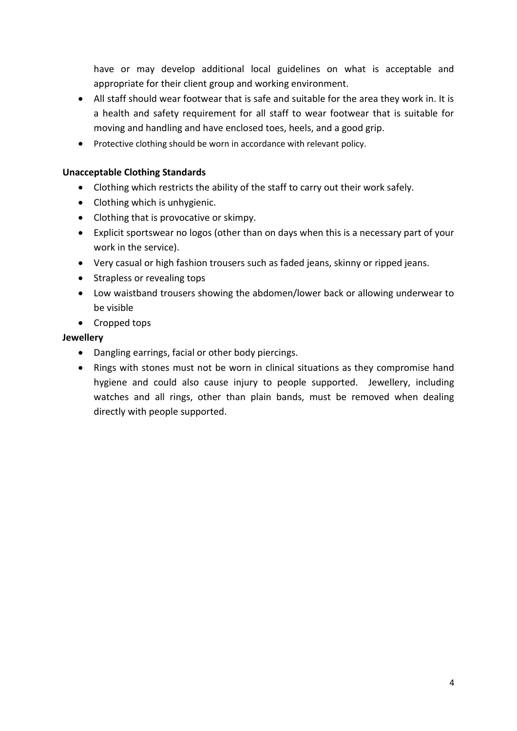have or may develop additional local guidelines on what is acceptable and appropriate for their client group and working environment.

- All staff should wear footwear that is safe and suitable for the area they work in. It is a health and safety requirement for all staff to wear footwear that is suitable for moving and handling and have enclosed toes, heels, and a good grip.
- Protective clothing should be worn in accordance with relevant policy.

**Unacceptable Clothing Standards**

- Clothing which restricts the ability of the staff to carry out their work safely.
- Clothing which is unhygienic.
- Clothing that is provocative or skimpy.
- Explicit sportswear no logos (other than on days when this is a necessary part of your work in the service).
- Very casual or high fashion trousers such as faded jeans, skinny or ripped jeans.
- Strapless or revealing tops
- Low waistband trousers showing the abdomen/lower back or allowing underwear to be visible
- Cropped tops

**Jewellery**

- Dangling earrings, facial or other body piercings.
- Rings with stones must not be worn in clinical situations as they compromise hand hygiene and could also cause injury to people supported. Jewellery, including watches and all rings, other than plain bands, must be removed when dealing directly with people supported.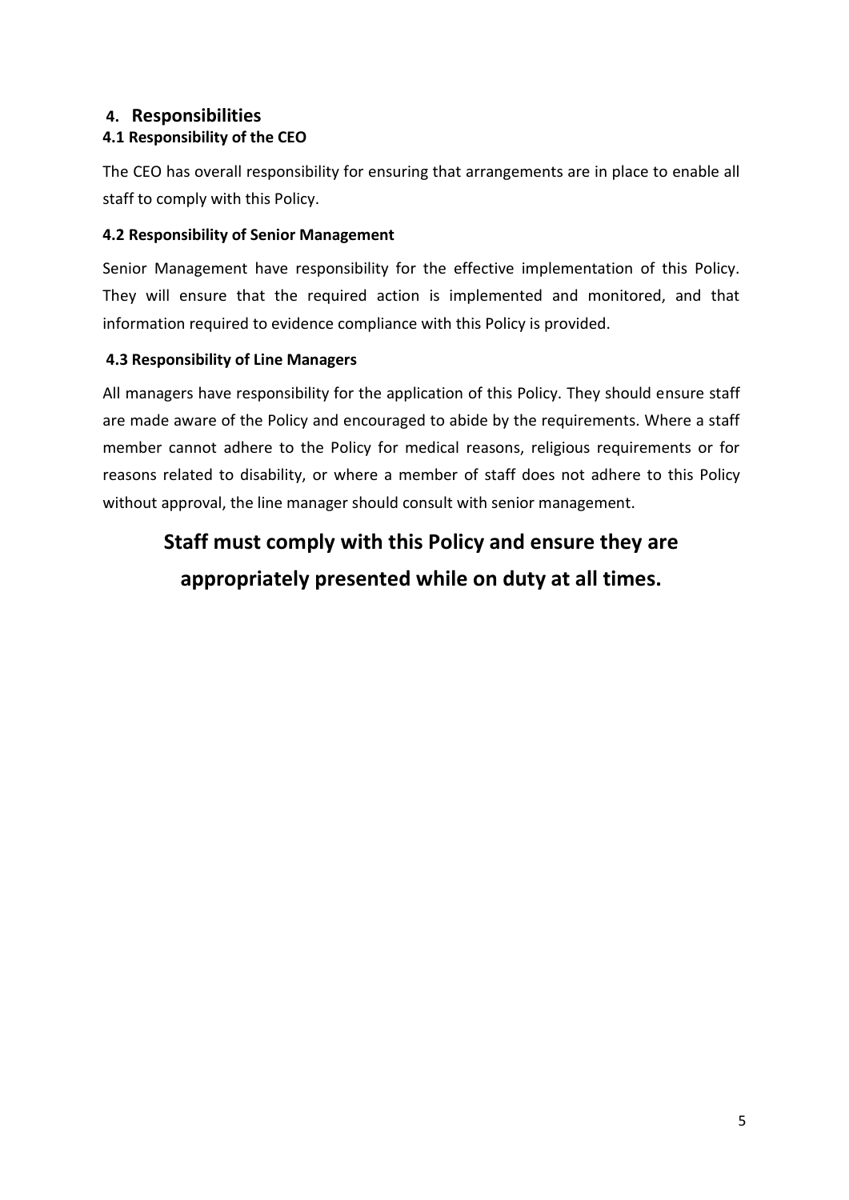## 4. Responsibilities

### 4.1 Responsibility of the CEO

The CEO has overall responsibility for ensuring that arrangements are in place to enable all staff to comply with this Policy.

### 4.2 Responsibility of Senior Management

Senior Management have responsibility for the effective implementation of this Policy. They will ensure that the required action is implemented and monitored, and that information required to evidence compliance with this Policy is provided.

### 4.3 Responsibility of Line Managers

All managers have responsibility for the application of this Policy. They should ensure staff are made aware of the Policy and encouraged to abide by the requirements. Where a staff member cannot adhere to the Policy for medical reasons, religious requirements or for reasons related to disability, or where a member of staff does not adhere to this Policy without approval, the line manager should consult with senior management.

**Staff must comply with this Policy and ensure they are appropriately presented while on duty at all times.**